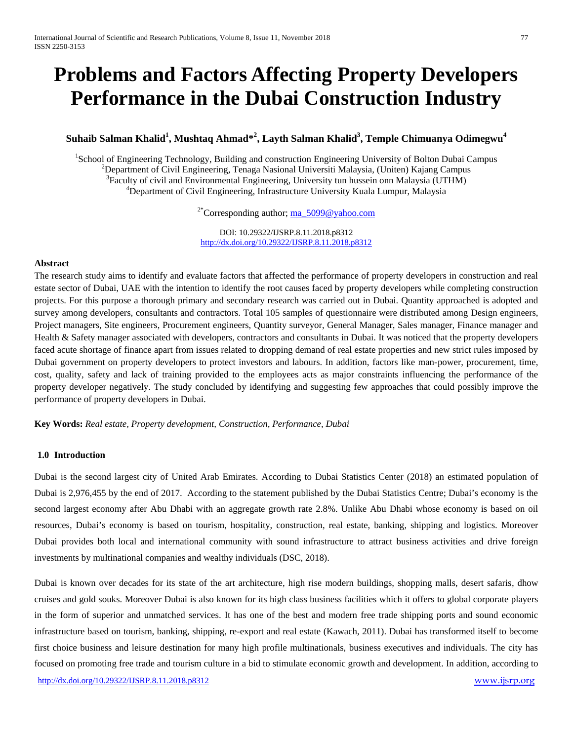# Problems and Factors Affecting Property Developers Performance in the Dubai Construction Industry

**Suhaib Salman Khalid[1], Mushtaq Ahmad*[2], Layth Salman Khalid[3], Temple Chimuanya Odimegwu[4]**

[1]School of Engineering Technology, Building and construction Engineering University of Bolton Dubai Campus
[2]Department of Civil Engineering, Tenaga Nasional Universiti Malaysia, (Uniten) Kajang Campus
[3]Faculty of civil and Environmental Engineering, University tun hussein onn Malaysia (UTHM)
[4]Department of Civil Engineering, Infrastructure University Kuala Lumpur, Malaysia

[2*]Corresponding author; ma_5099@yahoo.com

DOI: 10.29322/IJSRP.8.11.2018.p8312
http://dx.doi.org/10.29322/IJSRP.8.11.2018.p8312

**Abstract**

The research study aims to identify and evaluate factors that affected the performance of property developers in construction and real estate sector of Dubai, UAE with the intention to identify the root causes faced by property developers while completing construction projects. For this purpose a thorough primary and secondary research was carried out in Dubai. Quantity approached is adopted and survey among developers, consultants and contractors. Total 105 samples of questionnaire were distributed among Design engineers, Project managers, Site engineers, Procurement engineers, Quantity surveyor, General Manager, Sales manager, Finance manager and Health & Safety manager associated with developers, contractors and consultants in Dubai. It was noticed that the property developers faced acute shortage of finance apart from issues related to dropping demand of real estate properties and new strict rules imposed by Dubai government on property developers to protect investors and labours. In addition, factors like man-power, procurement, time, cost, quality, safety and lack of training provided to the employees acts as major constraints influencing the performance of the property developer negatively. The study concluded by identifying and suggesting few approaches that could possibly improve the performance of property developers in Dubai.

**Key Words:** *Real estate, Property development, Construction, Performance, Dubai*

## 1.0 Introduction

Dubai is the second largest city of United Arab Emirates. According to Dubai Statistics Center (2018) an estimated population of Dubai is 2,976,455 by the end of 2017. According to the statement published by the Dubai Statistics Centre; Dubai's economy is the second largest economy after Abu Dhabi with an aggregate growth rate 2.8%. Unlike Abu Dhabi whose economy is based on oil resources, Dubai's economy is based on tourism, hospitality, construction, real estate, banking, shipping and logistics. Moreover Dubai provides both local and international community with sound infrastructure to attract business activities and drive foreign investments by multinational companies and wealthy individuals (DSC, 2018).

Dubai is known over decades for its state of the art architecture, high rise modern buildings, shopping malls, desert safaris, dhow cruises and gold souks. Moreover Dubai is also known for its high class business facilities which it offers to global corporate players in the form of superior and unmatched services. It has one of the best and modern free trade shipping ports and sound economic infrastructure based on tourism, banking, shipping, re-export and real estate (Kawach, 2011). Dubai has transformed itself to become first choice business and leisure destination for many high profile multinationals, business executives and individuals. The city has focused on promoting free trade and tourism culture in a bid to stimulate economic growth and development. In addition, according to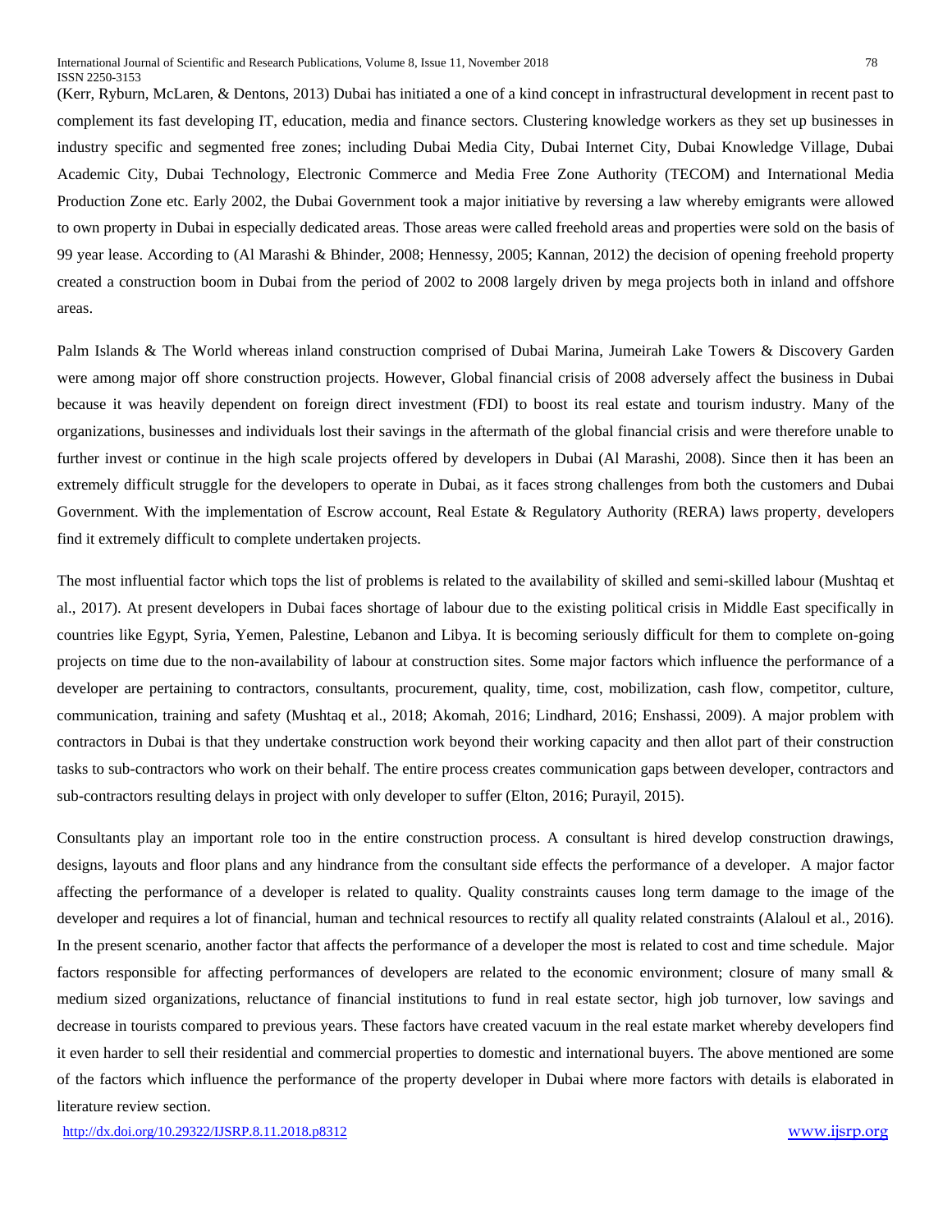(Kerr, Ryburn, McLaren, & Dentons, 2013) Dubai has initiated a one of a kind concept in infrastructural development in recent past to complement its fast developing IT, education, media and finance sectors. Clustering knowledge workers as they set up businesses in industry specific and segmented free zones; including Dubai Media City, Dubai Internet City, Dubai Knowledge Village, Dubai Academic City, Dubai Technology, Electronic Commerce and Media Free Zone Authority (TECOM) and International Media Production Zone etc. Early 2002, the Dubai Government took a major initiative by reversing a law whereby emigrants were allowed to own property in Dubai in especially dedicated areas. Those areas were called freehold areas and properties were sold on the basis of 99 year lease. According to (Al Marashi & Bhinder, 2008; Hennessy, 2005; Kannan, 2012) the decision of opening freehold property created a construction boom in Dubai from the period of 2002 to 2008 largely driven by mega projects both in inland and offshore areas.

Palm Islands & The World whereas inland construction comprised of Dubai Marina, Jumeirah Lake Towers & Discovery Garden were among major off shore construction projects. However, Global financial crisis of 2008 adversely affect the business in Dubai because it was heavily dependent on foreign direct investment (FDI) to boost its real estate and tourism industry. Many of the organizations, businesses and individuals lost their savings in the aftermath of the global financial crisis and were therefore unable to further invest or continue in the high scale projects offered by developers in Dubai (Al Marashi, 2008). Since then it has been an extremely difficult struggle for the developers to operate in Dubai, as it faces strong challenges from both the customers and Dubai Government. With the implementation of Escrow account, Real Estate & Regulatory Authority (RERA) laws property, developers find it extremely difficult to complete undertaken projects.

The most influential factor which tops the list of problems is related to the availability of skilled and semi-skilled labour (Mushtaq et al., 2017). At present developers in Dubai faces shortage of labour due to the existing political crisis in Middle East specifically in countries like Egypt, Syria, Yemen, Palestine, Lebanon and Libya. It is becoming seriously difficult for them to complete on-going projects on time due to the non-availability of labour at construction sites. Some major factors which influence the performance of a developer are pertaining to contractors, consultants, procurement, quality, time, cost, mobilization, cash flow, competitor, culture, communication, training and safety (Mushtaq et al., 2018; Akomah, 2016; Lindhard, 2016; Enshassi, 2009). A major problem with contractors in Dubai is that they undertake construction work beyond their working capacity and then allot part of their construction tasks to sub-contractors who work on their behalf. The entire process creates communication gaps between developer, contractors and sub-contractors resulting delays in project with only developer to suffer (Elton, 2016; Purayil, 2015).

Consultants play an important role too in the entire construction process. A consultant is hired develop construction drawings, designs, layouts and floor plans and any hindrance from the consultant side effects the performance of a developer. A major factor affecting the performance of a developer is related to quality. Quality constraints causes long term damage to the image of the developer and requires a lot of financial, human and technical resources to rectify all quality related constraints (Alaloul et al., 2016). In the present scenario, another factor that affects the performance of a developer the most is related to cost and time schedule. Major factors responsible for affecting performances of developers are related to the economic environment; closure of many small & medium sized organizations, reluctance of financial institutions to fund in real estate sector, high job turnover, low savings and decrease in tourists compared to previous years. These factors have created vacuum in the real estate market whereby developers find it even harder to sell their residential and commercial properties to domestic and international buyers. The above mentioned are some of the factors which influence the performance of the property developer in Dubai where more factors with details is elaborated in literature review section.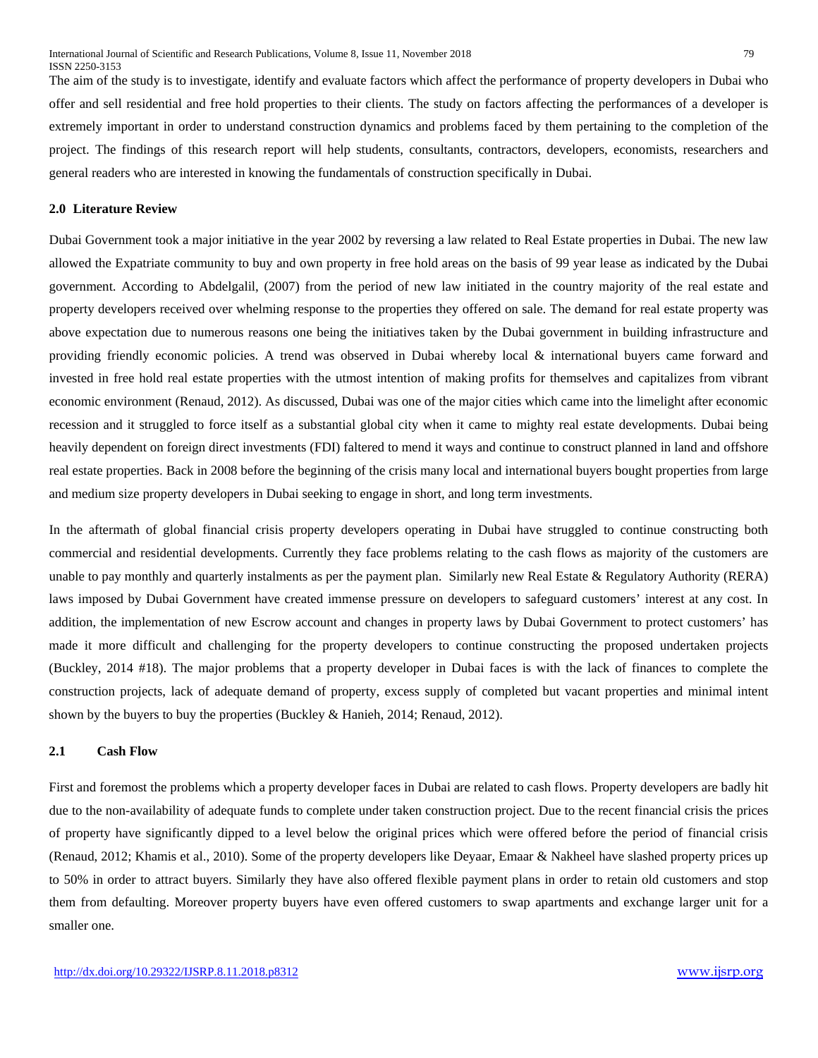The aim of the study is to investigate, identify and evaluate factors which affect the performance of property developers in Dubai who offer and sell residential and free hold properties to their clients. The study on factors affecting the performances of a developer is extremely important in order to understand construction dynamics and problems faced by them pertaining to the completion of the project. The findings of this research report will help students, consultants, contractors, developers, economists, researchers and general readers who are interested in knowing the fundamentals of construction specifically in Dubai.

## 2.0 Literature Review

Dubai Government took a major initiative in the year 2002 by reversing a law related to Real Estate properties in Dubai. The new law allowed the Expatriate community to buy and own property in free hold areas on the basis of 99 year lease as indicated by the Dubai government. According to Abdelgalil, (2007) from the period of new law initiated in the country majority of the real estate and property developers received over whelming response to the properties they offered on sale. The demand for real estate property was above expectation due to numerous reasons one being the initiatives taken by the Dubai government in building infrastructure and providing friendly economic policies. A trend was observed in Dubai whereby local & international buyers came forward and invested in free hold real estate properties with the utmost intention of making profits for themselves and capitalizes from vibrant economic environment (Renaud, 2012). As discussed, Dubai was one of the major cities which came into the limelight after economic recession and it struggled to force itself as a substantial global city when it came to mighty real estate developments. Dubai being heavily dependent on foreign direct investments (FDI) faltered to mend it ways and continue to construct planned in land and offshore real estate properties. Back in 2008 before the beginning of the crisis many local and international buyers bought properties from large and medium size property developers in Dubai seeking to engage in short, and long term investments.

In the aftermath of global financial crisis property developers operating in Dubai have struggled to continue constructing both commercial and residential developments. Currently they face problems relating to the cash flows as majority of the customers are unable to pay monthly and quarterly instalments as per the payment plan. Similarly new Real Estate & Regulatory Authority (RERA) laws imposed by Dubai Government have created immense pressure on developers to safeguard customers' interest at any cost. In addition, the implementation of new Escrow account and changes in property laws by Dubai Government to protect customers' has made it more difficult and challenging for the property developers to continue constructing the proposed undertaken projects (Buckley, 2014 #18). The major problems that a property developer in Dubai faces is with the lack of finances to complete the construction projects, lack of adequate demand of property, excess supply of completed but vacant properties and minimal intent shown by the buyers to buy the properties (Buckley & Hanieh, 2014; Renaud, 2012).

### 2.1 Cash Flow

First and foremost the problems which a property developer faces in Dubai are related to cash flows. Property developers are badly hit due to the non-availability of adequate funds to complete under taken construction project. Due to the recent financial crisis the prices of property have significantly dipped to a level below the original prices which were offered before the period of financial crisis (Renaud, 2012; Khamis et al., 2010). Some of the property developers like Deyaar, Emaar & Nakheel have slashed property prices up to 50% in order to attract buyers. Similarly they have also offered flexible payment plans in order to retain old customers and stop them from defaulting. Moreover property buyers have even offered customers to swap apartments and exchange larger unit for a smaller one.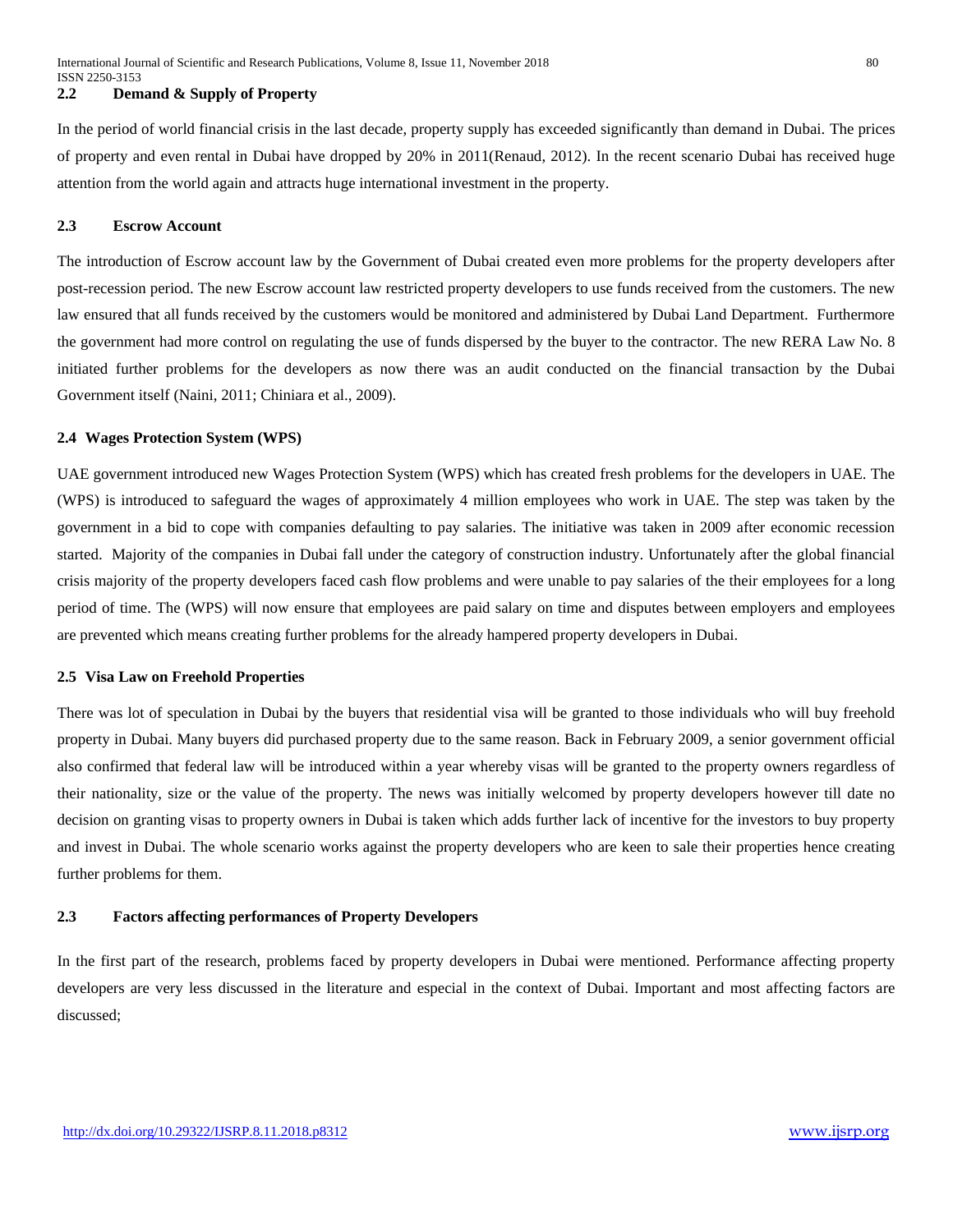### 2.2 Demand & Supply of Property

In the period of world financial crisis in the last decade, property supply has exceeded significantly than demand in Dubai. The prices of property and even rental in Dubai have dropped by 20% in 2011(Renaud, 2012). In the recent scenario Dubai has received huge attention from the world again and attracts huge international investment in the property.

### 2.3 Escrow Account

The introduction of Escrow account law by the Government of Dubai created even more problems for the property developers after post-recession period. The new Escrow account law restricted property developers to use funds received from the customers. The new law ensured that all funds received by the customers would be monitored and administered by Dubai Land Department. Furthermore the government had more control on regulating the use of funds dispersed by the buyer to the contractor. The new RERA Law No. 8 initiated further problems for the developers as now there was an audit conducted on the financial transaction by the Dubai Government itself (Naini, 2011; Chiniara et al., 2009).

### 2.4 Wages Protection System (WPS)

UAE government introduced new Wages Protection System (WPS) which has created fresh problems for the developers in UAE. The (WPS) is introduced to safeguard the wages of approximately 4 million employees who work in UAE. The step was taken by the government in a bid to cope with companies defaulting to pay salaries. The initiative was taken in 2009 after economic recession started. Majority of the companies in Dubai fall under the category of construction industry. Unfortunately after the global financial crisis majority of the property developers faced cash flow problems and were unable to pay salaries of the their employees for a long period of time. The (WPS) will now ensure that employees are paid salary on time and disputes between employers and employees are prevented which means creating further problems for the already hampered property developers in Dubai.

### 2.5 Visa Law on Freehold Properties

There was lot of speculation in Dubai by the buyers that residential visa will be granted to those individuals who will buy freehold property in Dubai. Many buyers did purchased property due to the same reason. Back in February 2009, a senior government official also confirmed that federal law will be introduced within a year whereby visas will be granted to the property owners regardless of their nationality, size or the value of the property. The news was initially welcomed by property developers however till date no decision on granting visas to property owners in Dubai is taken which adds further lack of incentive for the investors to buy property and invest in Dubai. The whole scenario works against the property developers who are keen to sale their properties hence creating further problems for them.

### 2.3 Factors affecting performances of Property Developers

In the first part of the research, problems faced by property developers in Dubai were mentioned. Performance affecting property developers are very less discussed in the literature and especial in the context of Dubai. Important and most affecting factors are discussed;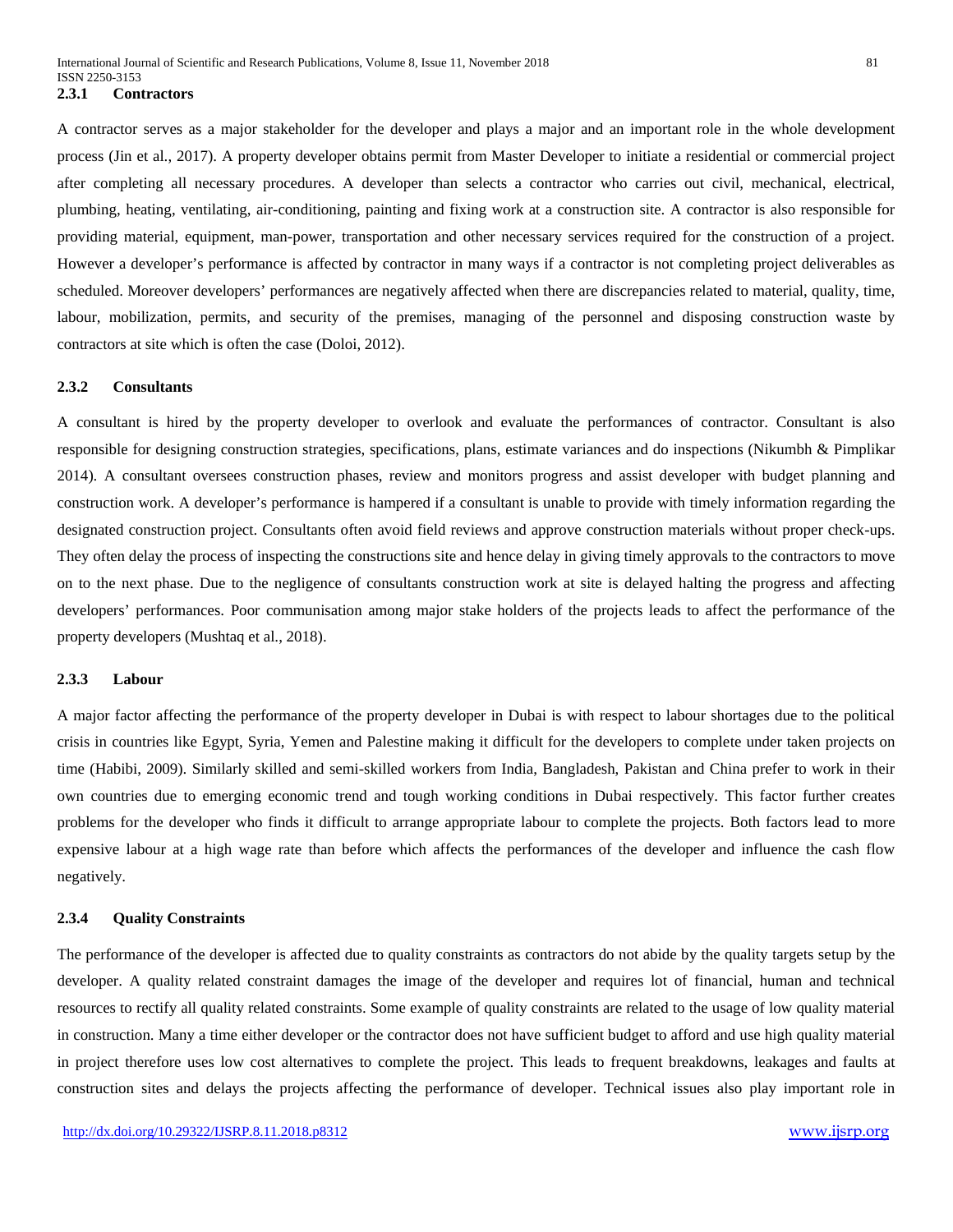### 2.3.1 Contractors

A contractor serves as a major stakeholder for the developer and plays a major and an important role in the whole development process (Jin et al., 2017). A property developer obtains permit from Master Developer to initiate a residential or commercial project after completing all necessary procedures. A developer than selects a contractor who carries out civil, mechanical, electrical, plumbing, heating, ventilating, air-conditioning, painting and fixing work at a construction site. A contractor is also responsible for providing material, equipment, man-power, transportation and other necessary services required for the construction of a project. However a developer's performance is affected by contractor in many ways if a contractor is not completing project deliverables as scheduled. Moreover developers' performances are negatively affected when there are discrepancies related to material, quality, time, labour, mobilization, permits, and security of the premises, managing of the personnel and disposing construction waste by contractors at site which is often the case (Doloi, 2012).

### 2.3.2 Consultants

A consultant is hired by the property developer to overlook and evaluate the performances of contractor. Consultant is also responsible for designing construction strategies, specifications, plans, estimate variances and do inspections (Nikumbh & Pimplikar 2014). A consultant oversees construction phases, review and monitors progress and assist developer with budget planning and construction work. A developer's performance is hampered if a consultant is unable to provide with timely information regarding the designated construction project. Consultants often avoid field reviews and approve construction materials without proper check-ups. They often delay the process of inspecting the constructions site and hence delay in giving timely approvals to the contractors to move on to the next phase. Due to the negligence of consultants construction work at site is delayed halting the progress and affecting developers' performances. Poor communisation among major stake holders of the projects leads to affect the performance of the property developers (Mushtaq et al., 2018).

### 2.3.3 Labour

A major factor affecting the performance of the property developer in Dubai is with respect to labour shortages due to the political crisis in countries like Egypt, Syria, Yemen and Palestine making it difficult for the developers to complete under taken projects on time (Habibi, 2009). Similarly skilled and semi-skilled workers from India, Bangladesh, Pakistan and China prefer to work in their own countries due to emerging economic trend and tough working conditions in Dubai respectively. This factor further creates problems for the developer who finds it difficult to arrange appropriate labour to complete the projects. Both factors lead to more expensive labour at a high wage rate than before which affects the performances of the developer and influence the cash flow negatively.

### 2.3.4 Quality Constraints

The performance of the developer is affected due to quality constraints as contractors do not abide by the quality targets setup by the developer. A quality related constraint damages the image of the developer and requires lot of financial, human and technical resources to rectify all quality related constraints. Some example of quality constraints are related to the usage of low quality material in construction. Many a time either developer or the contractor does not have sufficient budget to afford and use high quality material in project therefore uses low cost alternatives to complete the project. This leads to frequent breakdowns, leakages and faults at construction sites and delays the projects affecting the performance of developer. Technical issues also play important role in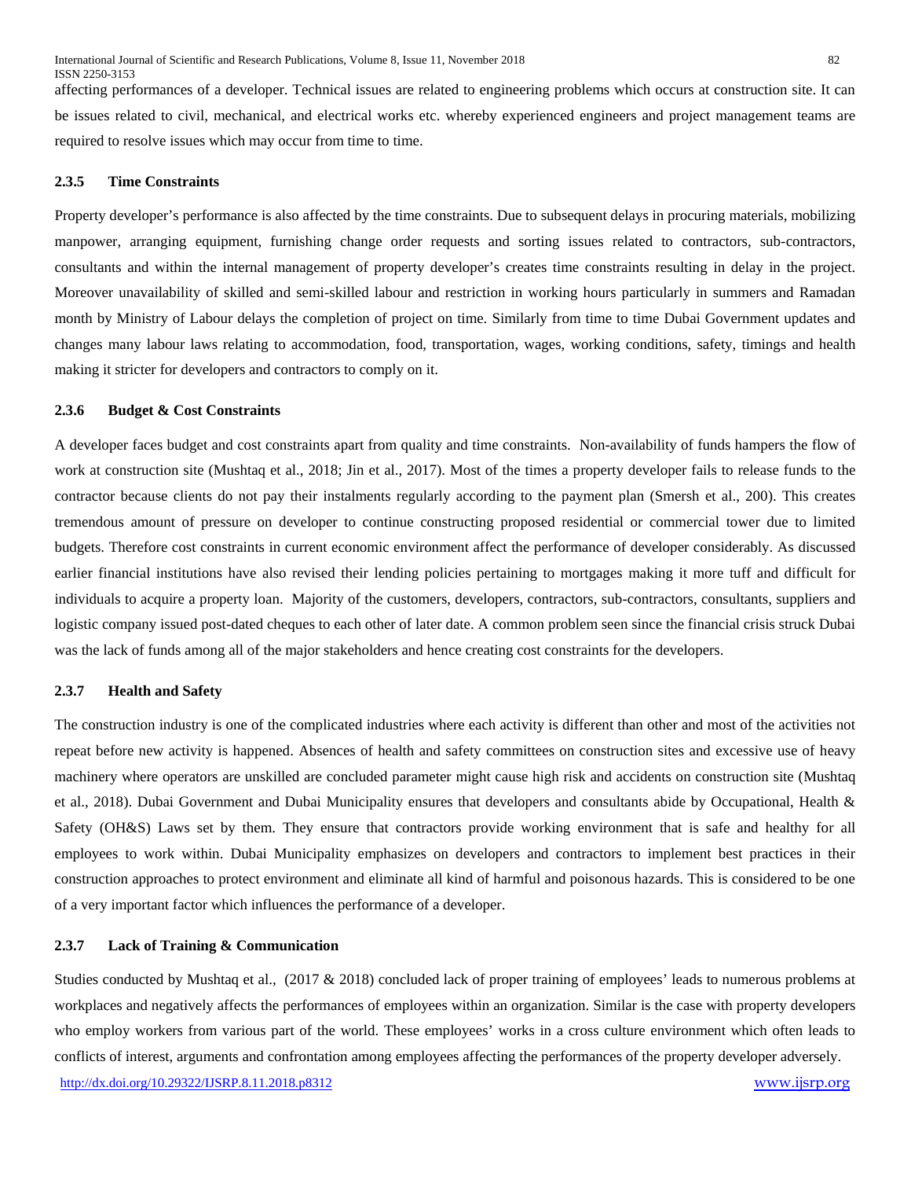affecting performances of a developer. Technical issues are related to engineering problems which occurs at construction site. It can be issues related to civil, mechanical, and electrical works etc. whereby experienced engineers and project management teams are required to resolve issues which may occur from time to time.

### 2.3.5 Time Constraints

Property developer's performance is also affected by the time constraints. Due to subsequent delays in procuring materials, mobilizing manpower, arranging equipment, furnishing change order requests and sorting issues related to contractors, sub-contractors, consultants and within the internal management of property developer's creates time constraints resulting in delay in the project. Moreover unavailability of skilled and semi-skilled labour and restriction in working hours particularly in summers and Ramadan month by Ministry of Labour delays the completion of project on time. Similarly from time to time Dubai Government updates and changes many labour laws relating to accommodation, food, transportation, wages, working conditions, safety, timings and health making it stricter for developers and contractors to comply on it.

### 2.3.6 Budget & Cost Constraints

A developer faces budget and cost constraints apart from quality and time constraints. Non-availability of funds hampers the flow of work at construction site (Mushtaq et al., 2018; Jin et al., 2017). Most of the times a property developer fails to release funds to the contractor because clients do not pay their instalments regularly according to the payment plan (Smersh et al., 200). This creates tremendous amount of pressure on developer to continue constructing proposed residential or commercial tower due to limited budgets. Therefore cost constraints in current economic environment affect the performance of developer considerably. As discussed earlier financial institutions have also revised their lending policies pertaining to mortgages making it more tuff and difficult for individuals to acquire a property loan. Majority of the customers, developers, contractors, sub-contractors, consultants, suppliers and logistic company issued post-dated cheques to each other of later date. A common problem seen since the financial crisis struck Dubai was the lack of funds among all of the major stakeholders and hence creating cost constraints for the developers.

### 2.3.7 Health and Safety

The construction industry is one of the complicated industries where each activity is different than other and most of the activities not repeat before new activity is happened. Absences of health and safety committees on construction sites and excessive use of heavy machinery where operators are unskilled are concluded parameter might cause high risk and accidents on construction site (Mushtaq et al., 2018). Dubai Government and Dubai Municipality ensures that developers and consultants abide by Occupational, Health & Safety (OH&S) Laws set by them. They ensure that contractors provide working environment that is safe and healthy for all employees to work within. Dubai Municipality emphasizes on developers and contractors to implement best practices in their construction approaches to protect environment and eliminate all kind of harmful and poisonous hazards. This is considered to be one of a very important factor which influences the performance of a developer.

### 2.3.7 Lack of Training & Communication

Studies conducted by Mushtaq et al., (2017 & 2018) concluded lack of proper training of employees' leads to numerous problems at workplaces and negatively affects the performances of employees within an organization. Similar is the case with property developers who employ workers from various part of the world. These employees' works in a cross culture environment which often leads to conflicts of interest, arguments and confrontation among employees affecting the performances of the property developer adversely.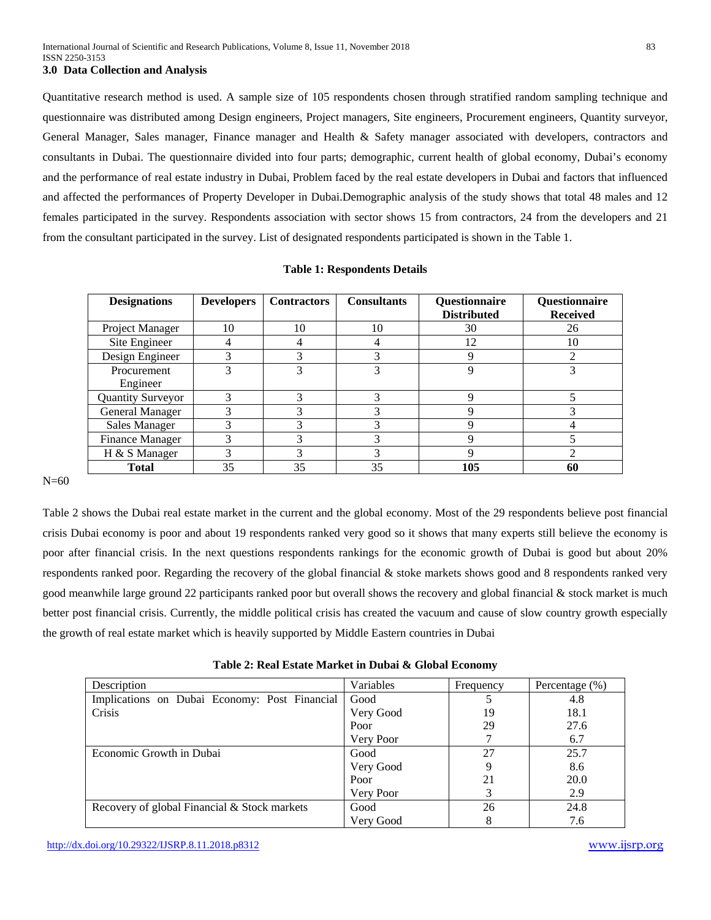### 3.0 Data Collection and Analysis

Quantitative research method is used. A sample size of 105 respondents chosen through stratified random sampling technique and questionnaire was distributed among Design engineers, Project managers, Site engineers, Procurement engineers, Quantity surveyor, General Manager, Sales manager, Finance manager and Health & Safety manager associated with developers, contractors and consultants in Dubai. The questionnaire divided into four parts; demographic, current health of global economy, Dubai's economy and the performance of real estate industry in Dubai, Problem faced by the real estate developers in Dubai and factors that influenced and affected the performances of Property Developer in Dubai.Demographic analysis of the study shows that total 48 males and 12 females participated in the survey. Respondents association with sector shows 15 from contractors, 24 from the developers and 21 from the consultant participated in the survey. List of designated respondents participated is shown in the Table 1.

**Table 1: Respondents Details**

| Designations | Developers | Contractors | Consultants | Questionnaire Distributed | Questionnaire Received |
|---|---|---|---|---|---|
| Project Manager | 10 | 10 | 10 | 30 | 26 |
| Site Engineer | 4 | 4 | 4 | 12 | 10 |
| Design Engineer | 3 | 3 | 3 | 9 | 2 |
| Procurement Engineer | 3 | 3 | 3 | 9 | 3 |
| Quantity Surveyor | 3 | 3 | 3 | 9 | 5 |
| General Manager | 3 | 3 | 3 | 9 | 3 |
| Sales Manager | 3 | 3 | 3 | 9 | 4 |
| Finance Manager | 3 | 3 | 3 | 9 | 5 |
| H & S Manager | 3 | 3 | 3 | 9 | 2 |
| **Total** | 35 | 35 | 35 | **105** | **60** |

N=60

Table 2 shows the Dubai real estate market in the current and the global economy. Most of the 29 respondents believe post financial crisis Dubai economy is poor and about 19 respondents ranked very good so it shows that many experts still believe the economy is poor after financial crisis. In the next questions respondents rankings for the economic growth of Dubai is good but about 20% respondents ranked poor. Regarding the recovery of the global financial & stoke markets shows good and 8 respondents ranked very good meanwhile large ground 22 participants ranked poor but overall shows the recovery and global financial & stock market is much better post financial crisis. Currently, the middle political crisis has created the vacuum and cause of slow country growth especially the growth of real estate market which is heavily supported by Middle Eastern countries in Dubai

**Table 2: Real Estate Market in Dubai & Global Economy**

| Description | Variables | Frequency | Percentage (%) |
|---|---|---|---|
| Implications on Dubai Economy: Post Financial Crisis | Good | 5 | 4.8 |
| | Very Good | 19 | 18.1 |
| | Poor | 29 | 27.6 |
| | Very Poor | 7 | 6.7 |
| Economic Growth in Dubai | Good | 27 | 25.7 |
| | Very Good | 9 | 8.6 |
| | Poor | 21 | 20.0 |
| | Very Poor | 3 | 2.9 |
| Recovery of global Financial & Stock markets | Good | 26 | 24.8 |
| | Very Good | 8 | 7.6 |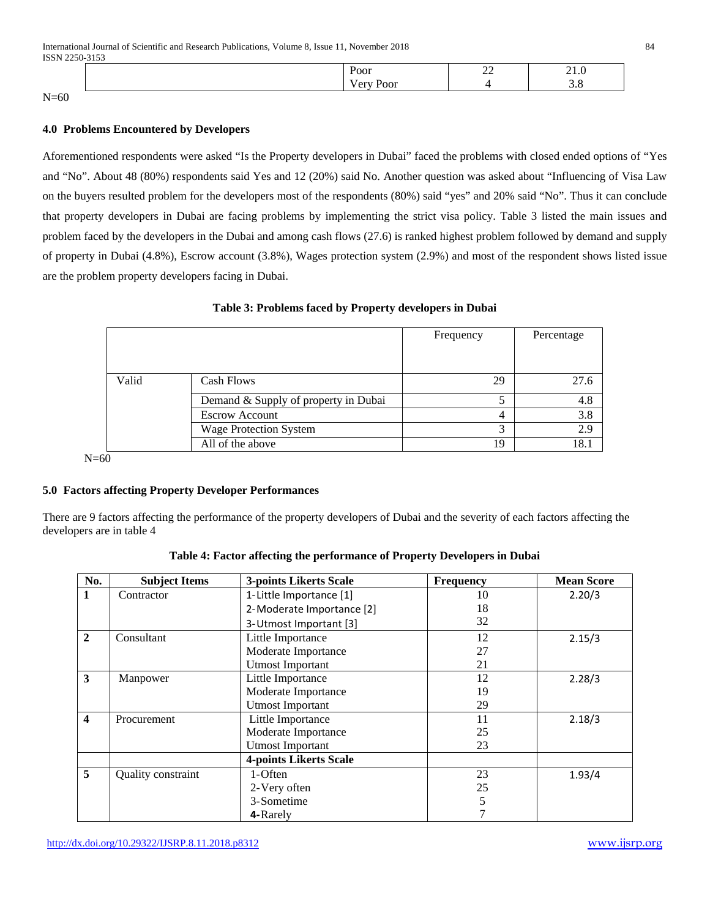| | | | |
|---|---|---|---|
| | Poor | 22 | 21.0 |
| | Very Poor | 4 | 3.8 |

N=60

### 4.0 Problems Encountered by Developers

Aforementioned respondents were asked "Is the Property developers in Dubai" faced the problems with closed ended options of "Yes and "No". About 48 (80%) respondents said Yes and 12 (20%) said No. Another question was asked about "Influencing of Visa Law on the buyers resulted problem for the developers most of the respondents (80%) said "yes" and 20% said "No". Thus it can conclude that property developers in Dubai are facing problems by implementing the strict visa policy. Table 3 listed the main issues and problem faced by the developers in the Dubai and among cash flows (27.6) is ranked highest problem followed by demand and supply of property in Dubai (4.8%), Escrow account (3.8%), Wages protection system (2.9%) and most of the respondent shows listed issue are the problem property developers facing in Dubai.

**Table 3: Problems faced by Property developers in Dubai**

| | | Frequency | Percentage |
|---|---|---|---|
| Valid | Cash Flows | 29 | 27.6 |
| | Demand & Supply of property in Dubai | 5 | 4.8 |
| | Escrow Account | 4 | 3.8 |
| | Wage Protection System | 3 | 2.9 |
| | All of the above | 19 | 18.1 |

N=60

### 5.0 Factors affecting Property Developer Performances

There are 9 factors affecting the performance of the property developers of Dubai and the severity of each factors affecting the developers are in table 4

**Table 4: Factor affecting the performance of Property Developers in Dubai**

| No. | Subject Items | 3-points Likerts Scale | Frequency | Mean Score |
|---|---|---|---|---|
| 1 | Contractor | 1-Little Importance [1] | 10 | 2.20/3 |
| | | 2-Moderate Importance [2] | 18 | |
| | | 3-Utmost Important [3] | 32 | |
| 2 | Consultant | Little Importance | 12 | 2.15/3 |
| | | Moderate Importance | 27 | |
| | | Utmost Important | 21 | |
| 3 | Manpower | Little Importance | 12 | 2.28/3 |
| | | Moderate Importance | 19 | |
| | | Utmost Important | 29 | |
| 4 | Procurement | Little Importance | 11 | 2.18/3 |
| | | Moderate Importance | 25 | |
| | | Utmost Important | 23 | |
| | | **4-points Likerts Scale** | | |
| 5 | Quality constraint | 1-Often | 23 | 1.93/4 |
| | | 2-Very often | 25 | |
| | | 3-Sometime | 5 | |
| | | **4**-Rarely | 7 | |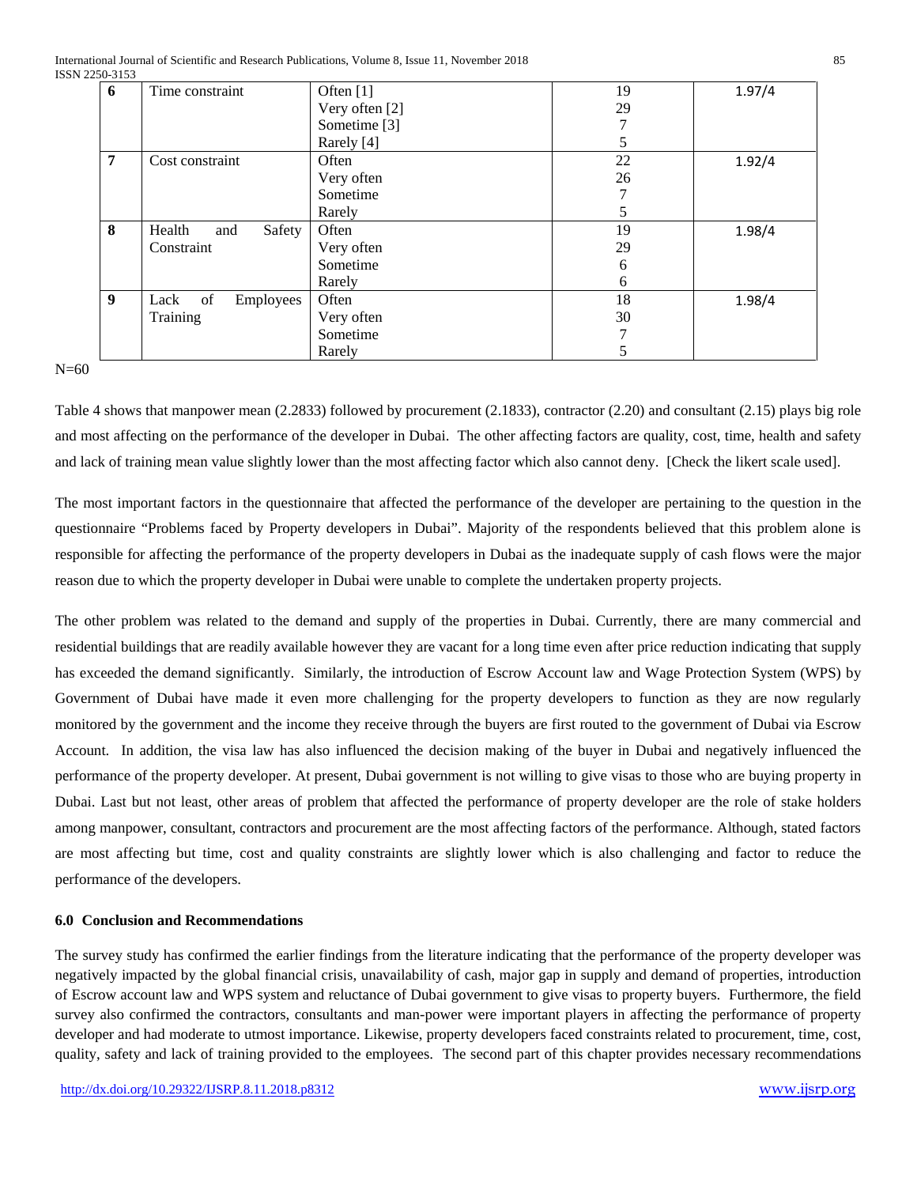| 6 | Time constraint | Often [1]<br>Very often [2]<br>Sometime [3]<br>Rarely [4] | 19<br>29<br>7<br>5 | 1.97/4 |
|---|---|---|---|---|
| 7 | Cost constraint | Often<br>Very often<br>Sometime<br>Rarely | 22<br>26<br>7<br>5 | 1.92/4 |
| 8 | Health and Safety Constraint | Often<br>Very often<br>Sometime<br>Rarely | 19<br>29<br>6<br>6 | 1.98/4 |
| 9 | Lack of Employees Training | Often<br>Very often<br>Sometime<br>Rarely | 18<br>30<br>7<br>5 | 1.98/4 |

N=60

Table 4 shows that manpower mean (2.2833) followed by procurement (2.1833), contractor (2.20) and consultant (2.15) plays big role and most affecting on the performance of the developer in Dubai. The other affecting factors are quality, cost, time, health and safety and lack of training mean value slightly lower than the most affecting factor which also cannot deny. [Check the likert scale used].

The most important factors in the questionnaire that affected the performance of the developer are pertaining to the question in the questionnaire "Problems faced by Property developers in Dubai". Majority of the respondents believed that this problem alone is responsible for affecting the performance of the property developers in Dubai as the inadequate supply of cash flows were the major reason due to which the property developer in Dubai were unable to complete the undertaken property projects.

The other problem was related to the demand and supply of the properties in Dubai. Currently, there are many commercial and residential buildings that are readily available however they are vacant for a long time even after price reduction indicating that supply has exceeded the demand significantly. Similarly, the introduction of Escrow Account law and Wage Protection System (WPS) by Government of Dubai have made it even more challenging for the property developers to function as they are now regularly monitored by the government and the income they receive through the buyers are first routed to the government of Dubai via Escrow Account. In addition, the visa law has also influenced the decision making of the buyer in Dubai and negatively influenced the performance of the property developer. At present, Dubai government is not willing to give visas to those who are buying property in Dubai. Last but not least, other areas of problem that affected the performance of property developer are the role of stake holders among manpower, consultant, contractors and procurement are the most affecting factors of the performance. Although, stated factors are most affecting but time, cost and quality constraints are slightly lower which is also challenging and factor to reduce the performance of the developers.

### 6.0 Conclusion and Recommendations

The survey study has confirmed the earlier findings from the literature indicating that the performance of the property developer was negatively impacted by the global financial crisis, unavailability of cash, major gap in supply and demand of properties, introduction of Escrow account law and WPS system and reluctance of Dubai government to give visas to property buyers. Furthermore, the field survey also confirmed the contractors, consultants and man-power were important players in affecting the performance of property developer and had moderate to utmost importance. Likewise, property developers faced constraints related to procurement, time, cost, quality, safety and lack of training provided to the employees. The second part of this chapter provides necessary recommendations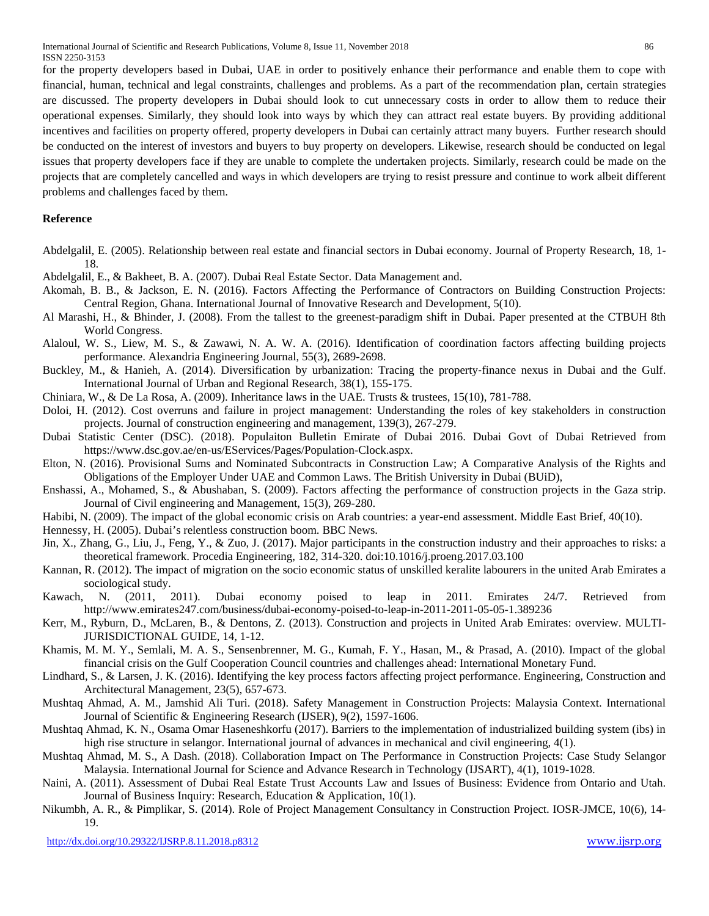for the property developers based in Dubai, UAE in order to positively enhance their performance and enable them to cope with financial, human, technical and legal constraints, challenges and problems. As a part of the recommendation plan, certain strategies are discussed. The property developers in Dubai should look to cut unnecessary costs in order to allow them to reduce their operational expenses. Similarly, they should look into ways by which they can attract real estate buyers. By providing additional incentives and facilities on property offered, property developers in Dubai can certainly attract many buyers. Further research should be conducted on the interest of investors and buyers to buy property on developers. Likewise, research should be conducted on legal issues that property developers face if they are unable to complete the undertaken projects. Similarly, research could be made on the projects that are completely cancelled and ways in which developers are trying to resist pressure and continue to work albeit different problems and challenges faced by them.

**Reference**

Abdelgalil, E. (2005). Relationship between real estate and financial sectors in Dubai economy. Journal of Property Research, 18, 1-18.

Abdelgalil, E., & Bakheet, B. A. (2007). Dubai Real Estate Sector. Data Management and.

Akomah, B. B., & Jackson, E. N. (2016). Factors Affecting the Performance of Contractors on Building Construction Projects: Central Region, Ghana. International Journal of Innovative Research and Development, 5(10).

Al Marashi, H., & Bhinder, J. (2008). From the tallest to the greenest-paradigm shift in Dubai. Paper presented at the CTBUH 8th World Congress.

Alaloul, W. S., Liew, M. S., & Zawawi, N. A. W. A. (2016). Identification of coordination factors affecting building projects performance. Alexandria Engineering Journal, 55(3), 2689-2698.

Buckley, M., & Hanieh, A. (2014). Diversification by urbanization: Tracing the property-finance nexus in Dubai and the Gulf. International Journal of Urban and Regional Research, 38(1), 155-175.

Chiniara, W., & De La Rosa, A. (2009). Inheritance laws in the UAE. Trusts & trustees, 15(10), 781-788.

Doloi, H. (2012). Cost overruns and failure in project management: Understanding the roles of key stakeholders in construction projects. Journal of construction engineering and management, 139(3), 267-279.

Dubai Statistic Center (DSC). (2018). Populaiton Bulletin Emirate of Dubai 2016. Dubai Govt of Dubai Retrieved from https://www.dsc.gov.ae/en-us/EServices/Pages/Population-Clock.aspx.

Elton, N. (2016). Provisional Sums and Nominated Subcontracts in Construction Law; A Comparative Analysis of the Rights and Obligations of the Employer Under UAE and Common Laws. The British University in Dubai (BUiD),

Enshassi, A., Mohamed, S., & Abushaban, S. (2009). Factors affecting the performance of construction projects in the Gaza strip. Journal of Civil engineering and Management, 15(3), 269-280.

Habibi, N. (2009). The impact of the global economic crisis on Arab countries: a year-end assessment. Middle East Brief, 40(10).

Hennessy, H. (2005). Dubai's relentless construction boom. BBC News.

Jin, X., Zhang, G., Liu, J., Feng, Y., & Zuo, J. (2017). Major participants in the construction industry and their approaches to risks: a theoretical framework. Procedia Engineering, 182, 314-320. doi:10.1016/j.proeng.2017.03.100

Kannan, R. (2012). The impact of migration on the socio economic status of unskilled keralite labourers in the united Arab Emirates a sociological study.

Kawach, N. (2011, 2011). Dubai economy poised to leap in 2011. Emirates 24/7. Retrieved from http://www.emirates247.com/business/dubai-economy-poised-to-leap-in-2011-2011-05-05-1.389236

Kerr, M., Ryburn, D., McLaren, B., & Dentons, Z. (2013). Construction and projects in United Arab Emirates: overview. MULTI-JURISDICTIONAL GUIDE, 14, 1-12.

Khamis, M. M. Y., Semlali, M. A. S., Sensenbrenner, M. G., Kumah, F. Y., Hasan, M., & Prasad, A. (2010). Impact of the global financial crisis on the Gulf Cooperation Council countries and challenges ahead: International Monetary Fund.

Lindhard, S., & Larsen, J. K. (2016). Identifying the key process factors affecting project performance. Engineering, Construction and Architectural Management, 23(5), 657-673.

Mushtaq Ahmad, A. M., Jamshid Ali Turi. (2018). Safety Management in Construction Projects: Malaysia Context. International Journal of Scientific & Engineering Research (IJSER), 9(2), 1597-1606.

Mushtaq Ahmad, K. N., Osama Omar Haseneshkorfu (2017). Barriers to the implementation of industrialized building system (ibs) in high rise structure in selangor. International journal of advances in mechanical and civil engineering, 4(1).

Mushtaq Ahmad, M. S., A Dash. (2018). Collaboration Impact on The Performance in Construction Projects: Case Study Selangor Malaysia. International Journal for Science and Advance Research in Technology (IJSART), 4(1), 1019-1028.

Naini, A. (2011). Assessment of Dubai Real Estate Trust Accounts Law and Issues of Business: Evidence from Ontario and Utah. Journal of Business Inquiry: Research, Education & Application, 10(1).

Nikumbh, A. R., & Pimplikar, S. (2014). Role of Project Management Consultancy in Construction Project. IOSR-JMCE, 10(6), 14-19.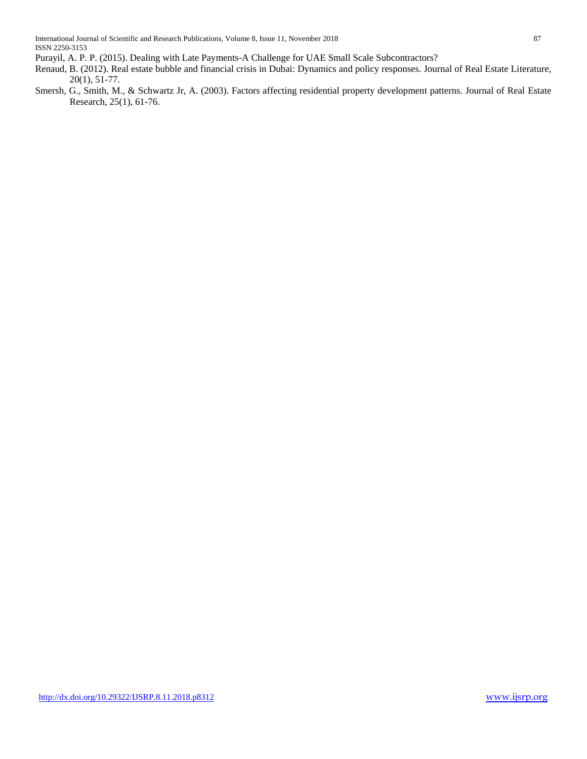Purayil, A. P. P. (2015). Dealing with Late Payments-A Challenge for UAE Small Scale Subcontractors?

Renaud, B. (2012). Real estate bubble and financial crisis in Dubai: Dynamics and policy responses. Journal of Real Estate Literature, 20(1), 51-77.

Smersh, G., Smith, M., & Schwartz Jr, A. (2003). Factors affecting residential property development patterns. Journal of Real Estate Research, 25(1), 61-76.